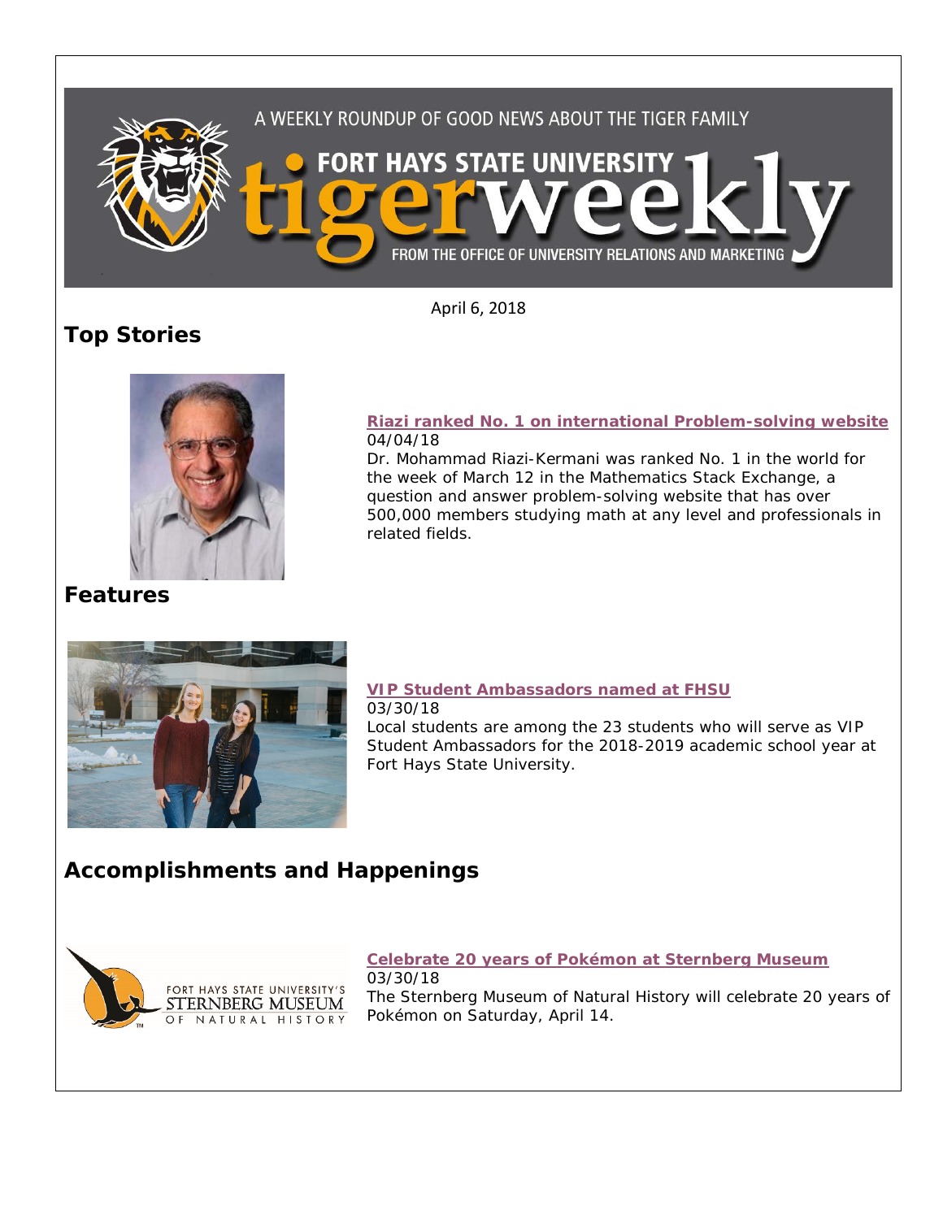A WEEKLY ROUNDUP OF GOOD NEWS ABOUT THE TIGER FAMILY

# FORT HAYS STATE UNIVERSITY tigerweekly

FROM THE OFFICE OF UNIVERSITY RELATIONS AND MARKETING

April 6, 2018

## Top Stories

**Riazi ranked No. 1 on international Problem-solving website**
04/04/18
Dr. Mohammad Riazi-Kermani was ranked No. 1 in the world for the week of March 12 in the Mathematics Stack Exchange, a question and answer problem-solving website that has over 500,000 members studying math at any level and professionals in related fields.

## Features

**VIP Student Ambassadors named at FHSU**
03/30/18
Local students are among the 23 students who will serve as VIP Student Ambassadors for the 2018-2019 academic school year at Fort Hays State University.

## Accomplishments and Happenings

FORT HAYS STATE UNIVERSITY'S STERNBERG MUSEUM OF NATURAL HISTORY

**Celebrate 20 years of Pokémon at Sternberg Museum**
03/30/18
The Sternberg Museum of Natural History will celebrate 20 years of Pokémon on Saturday, April 14.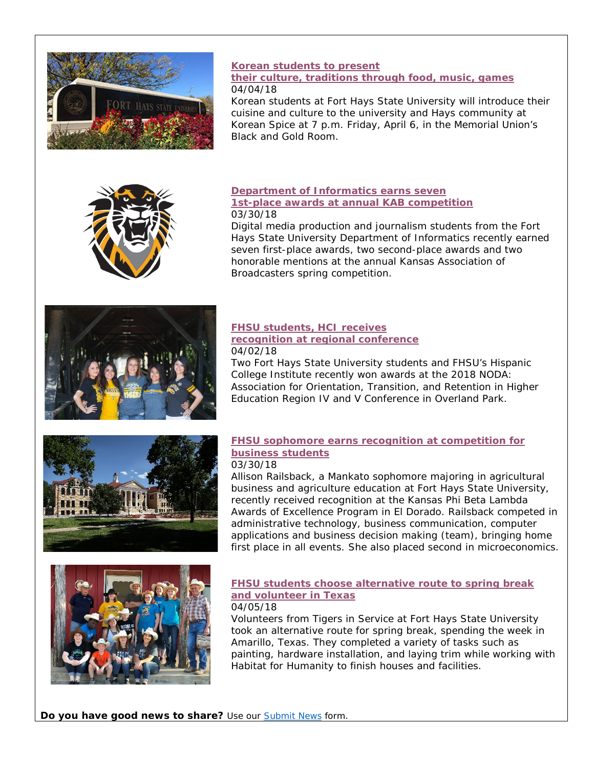**[Korean students to present their culture, traditions through food, music, games](#)**
04/04/18
Korean students at Fort Hays State University will introduce their cuisine and culture to the university and Hays community at Korean Spice at 7 p.m. Friday, April 6, in the Memorial Union's Black and Gold Room.

**[Department of Informatics earns seven 1st-place awards at annual KAB competition](#)**
03/30/18
Digital media production and journalism students from the Fort Hays State University Department of Informatics recently earned seven first-place awards, two second-place awards and two honorable mentions at the annual Kansas Association of Broadcasters spring competition.

**[FHSU students, HCI receives recognition at regional conference](#)**
04/02/18
Two Fort Hays State University students and FHSU's Hispanic College Institute recently won awards at the 2018 NODA: Association for Orientation, Transition, and Retention in Higher Education Region IV and V Conference in Overland Park.

**[FHSU sophomore earns recognition at competition for business students](#)**
03/30/18
Allison Railsback, a Mankato sophomore majoring in agricultural business and agriculture education at Fort Hays State University, recently received recognition at the Kansas Phi Beta Lambda Awards of Excellence Program in El Dorado. Railsback competed in administrative technology, business communication, computer applications and business decision making (team), bringing home first place in all events. She also placed second in microeconomics.

**[FHSU students choose alternative route to spring break and volunteer in Texas](#)**
04/05/18
Volunteers from Tigers in Service at Fort Hays State University took an alternative route for spring break, spending the week in Amarillo, Texas. They completed a variety of tasks such as painting, hardware installation, and laying trim while working with Habitat for Humanity to finish houses and facilities.

**Do you have good news to share?** Use our [Submit News](#) form.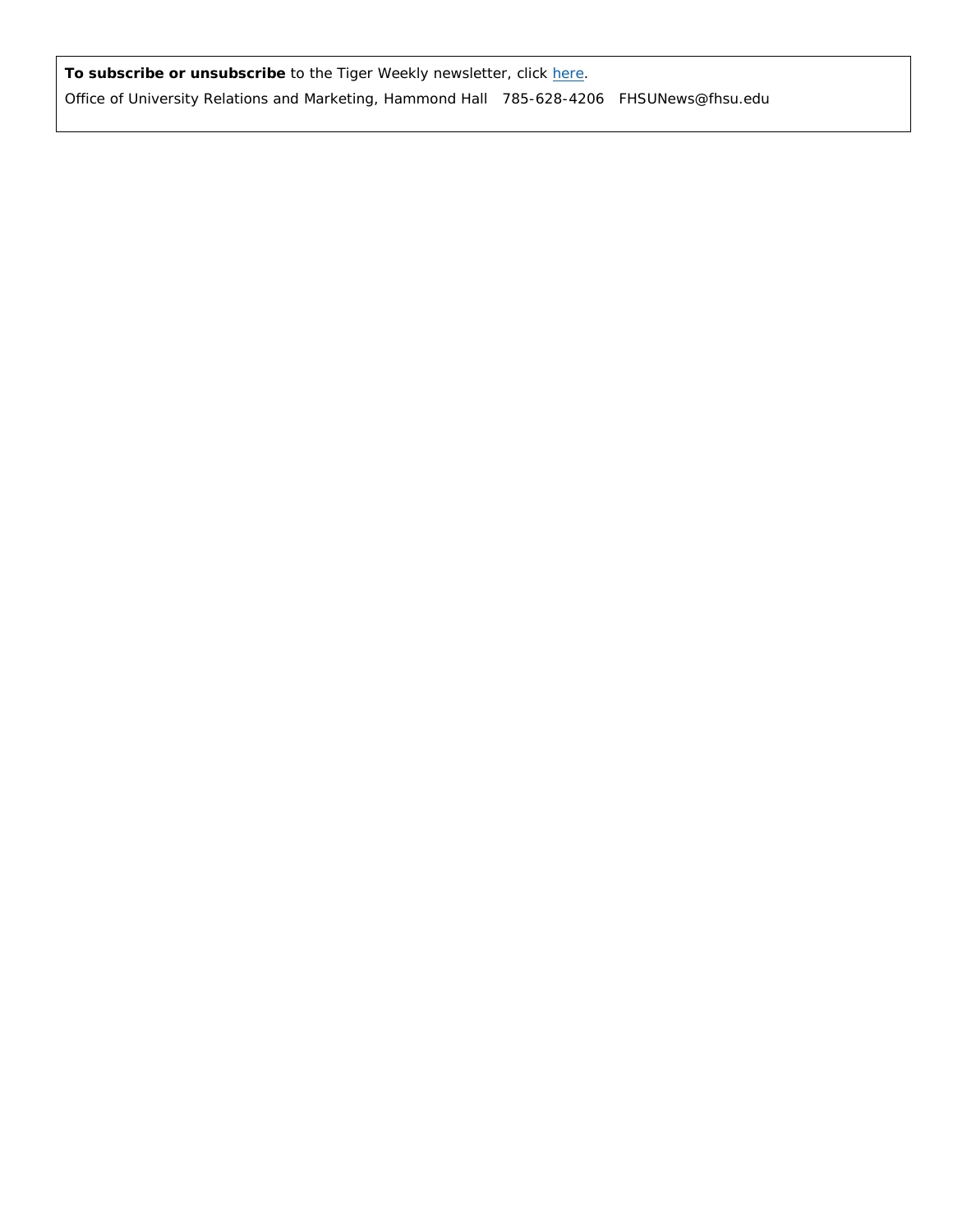**To subscribe or unsubscribe** to the Tiger Weekly newsletter, click here.

Office of University Relations and Marketing, Hammond Hall 785-628-4206 FHSUNews@fhsu.edu